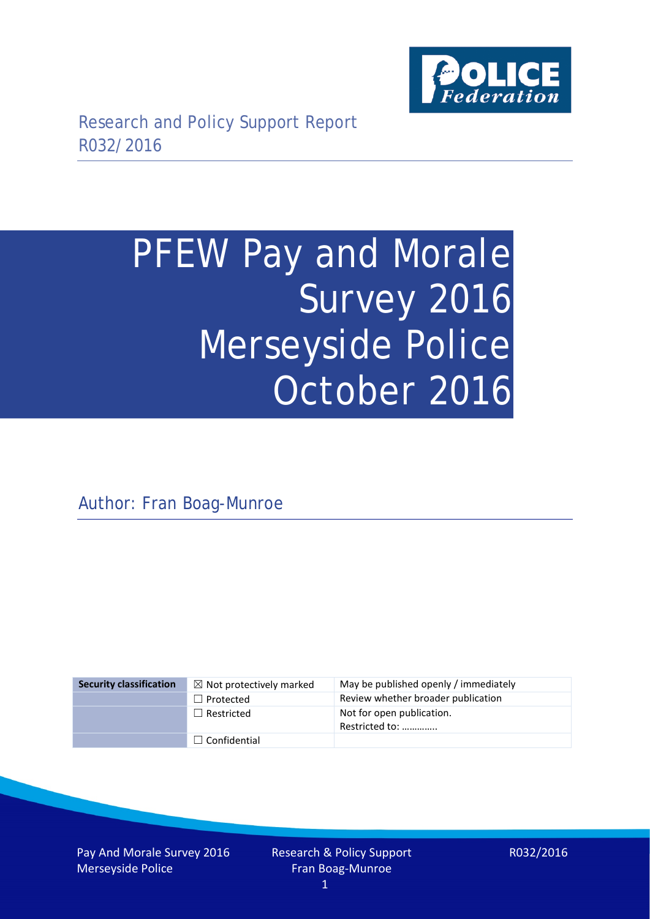Research and Policy Support Report
R032/2016

# PFEW Pay and Morale Survey 2016 Merseyside Police October 2016

Author: Fran Boag-Munroe

| Security classification | ☒ Not protectively marked | May be published openly / immediately |
|---|---|---|
| | ☐ Protected | Review whether broader publication |
| | ☐ Restricted | Not for open publication. Restricted to: ………….. |
| | ☐ Confidential | |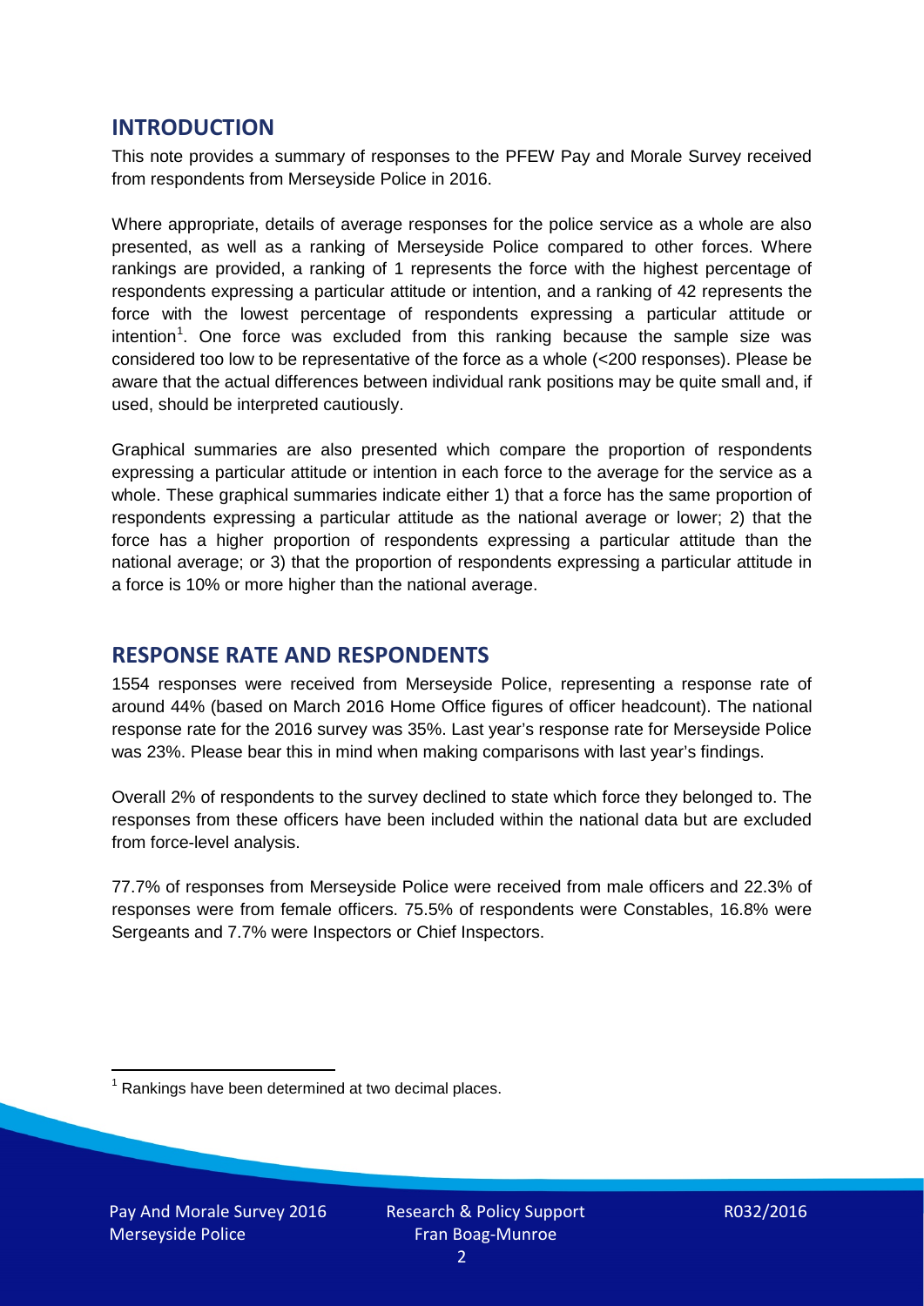## INTRODUCTION

This note provides a summary of responses to the PFEW Pay and Morale Survey received from respondents from Merseyside Police in 2016.

Where appropriate, details of average responses for the police service as a whole are also presented, as well as a ranking of Merseyside Police compared to other forces. Where rankings are provided, a ranking of 1 represents the force with the highest percentage of respondents expressing a particular attitude or intention, and a ranking of 42 represents the force with the lowest percentage of respondents expressing a particular attitude or intention[1]. One force was excluded from this ranking because the sample size was considered too low to be representative of the force as a whole (<200 responses). Please be aware that the actual differences between individual rank positions may be quite small and, if used, should be interpreted cautiously.

Graphical summaries are also presented which compare the proportion of respondents expressing a particular attitude or intention in each force to the average for the service as a whole. These graphical summaries indicate either 1) that a force has the same proportion of respondents expressing a particular attitude as the national average or lower; 2) that the force has a higher proportion of respondents expressing a particular attitude than the national average; or 3) that the proportion of respondents expressing a particular attitude in a force is 10% or more higher than the national average.

## RESPONSE RATE AND RESPONDENTS

1554 responses were received from Merseyside Police, representing a response rate of around 44% (based on March 2016 Home Office figures of officer headcount). The national response rate for the 2016 survey was 35%. Last year's response rate for Merseyside Police was 23%. Please bear this in mind when making comparisons with last year's findings.

Overall 2% of respondents to the survey declined to state which force they belonged to. The responses from these officers have been included within the national data but are excluded from force-level analysis.

77.7% of responses from Merseyside Police were received from male officers and 22.3% of responses were from female officers. 75.5% of respondents were Constables, 16.8% were Sergeants and 7.7% were Inspectors or Chief Inspectors.

[1] Rankings have been determined at two decimal places.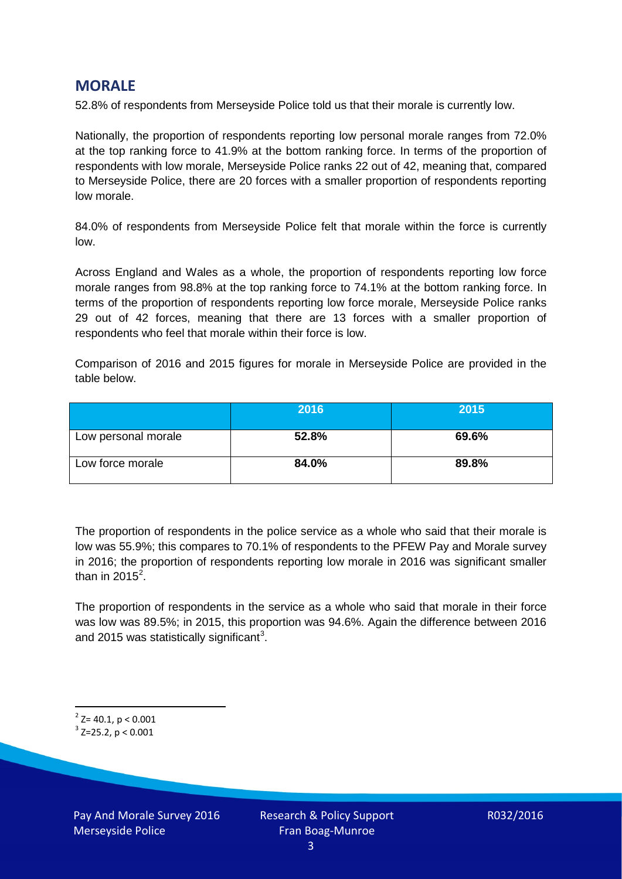## MORALE

52.8% of respondents from Merseyside Police told us that their morale is currently low.

Nationally, the proportion of respondents reporting low personal morale ranges from 72.0% at the top ranking force to 41.9% at the bottom ranking force. In terms of the proportion of respondents with low morale, Merseyside Police ranks 22 out of 42, meaning that, compared to Merseyside Police, there are 20 forces with a smaller proportion of respondents reporting low morale.

84.0% of respondents from Merseyside Police felt that morale within the force is currently low.

Across England and Wales as a whole, the proportion of respondents reporting low force morale ranges from 98.8% at the top ranking force to 74.1% at the bottom ranking force. In terms of the proportion of respondents reporting low force morale, Merseyside Police ranks 29 out of 42 forces, meaning that there are 13 forces with a smaller proportion of respondents who feel that morale within their force is low.

Comparison of 2016 and 2015 figures for morale in Merseyside Police are provided in the table below.

| | 2016 | 2015 |
|---|---|---|
| Low personal morale | **52.8%** | **69.6%** |
| Low force morale | **84.0%** | **89.8%** |

The proportion of respondents in the police service as a whole who said that their morale is low was 55.9%; this compares to 70.1% of respondents to the PFEW Pay and Morale survey in 2016; the proportion of respondents reporting low morale in 2016 was significant smaller than in 2015[2].

The proportion of respondents in the service as a whole who said that morale in their force was low was 89.5%; in 2015, this proportion was 94.6%. Again the difference between 2016 and 2015 was statistically significant[3].

[2] $Z= 40.1$, $p < 0.001$

[3] $Z=25.2$, $p < 0.001$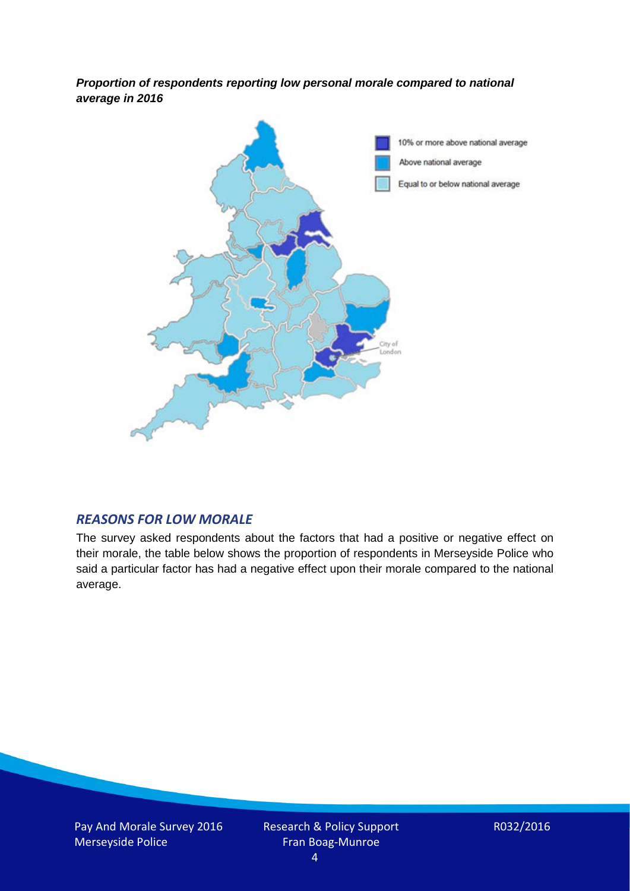***Proportion of respondents reporting low personal morale compared to national average in 2016***

10% or more above national average

Above national average

Equal to or below national average

City of London

## *REASONS FOR LOW MORALE*

The survey asked respondents about the factors that had a positive or negative effect on their morale, the table below shows the proportion of respondents in Merseyside Police who said a particular factor has had a negative effect upon their morale compared to the national average.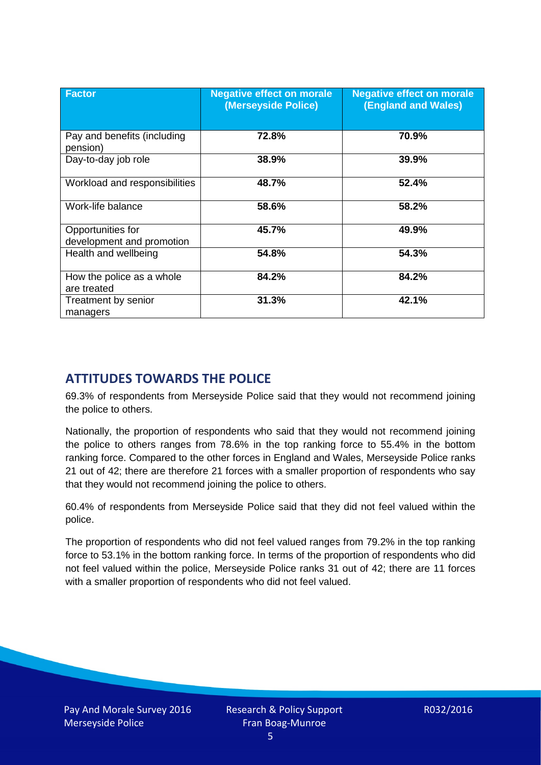| Factor | Negative effect on morale (Merseyside Police) | Negative effect on morale (England and Wales) |
|---|---|---|
| Pay and benefits (including pension) | **72.8%** | **70.9%** |
| Day-to-day job role | **38.9%** | **39.9%** |
| Workload and responsibilities | **48.7%** | **52.4%** |
| Work-life balance | **58.6%** | **58.2%** |
| Opportunities for development and promotion | **45.7%** | **49.9%** |
| Health and wellbeing | **54.8%** | **54.3%** |
| How the police as a whole are treated | **84.2%** | **84.2%** |
| Treatment by senior managers | **31.3%** | **42.1%** |

## ATTITUDES TOWARDS THE POLICE

69.3% of respondents from Merseyside Police said that they would not recommend joining the police to others.

Nationally, the proportion of respondents who said that they would not recommend joining the police to others ranges from 78.6% in the top ranking force to 55.4% in the bottom ranking force. Compared to the other forces in England and Wales, Merseyside Police ranks 21 out of 42; there are therefore 21 forces with a smaller proportion of respondents who say that they would not recommend joining the police to others.

60.4% of respondents from Merseyside Police said that they did not feel valued within the police.

The proportion of respondents who did not feel valued ranges from 79.2% in the top ranking force to 53.1% in the bottom ranking force. In terms of the proportion of respondents who did not feel valued within the police, Merseyside Police ranks 31 out of 42; there are 11 forces with a smaller proportion of respondents who did not feel valued.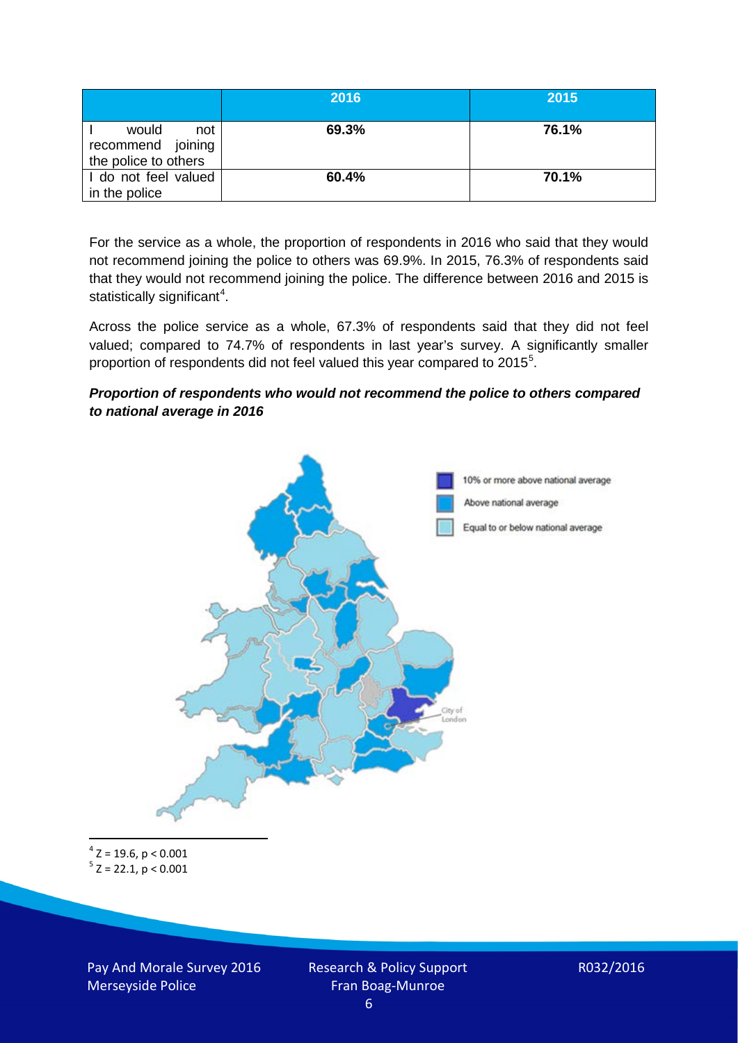| | 2016 | 2015 |
|---|---|---|
| I would not recommend joining the police to others | 69.3% | 76.1% |
| I do not feel valued in the police | 60.4% | 70.1% |

For the service as a whole, the proportion of respondents in 2016 who said that they would not recommend joining the police to others was 69.9%. In 2015, 76.3% of respondents said that they would not recommend joining the police. The difference between 2016 and 2015 is statistically significant[4].

Across the police service as a whole, 67.3% of respondents said that they did not feel valued; compared to 74.7% of respondents in last year's survey. A significantly smaller proportion of respondents did not feel valued this year compared to 2015[5].

***Proportion of respondents who would not recommend the police to others compared to national average in 2016***

10% or more above national average

Above national average

Equal to or below national average

City of London

[4] $Z = 19.6$, $p < 0.001$

[5] $Z = 22.1$, $p < 0.001$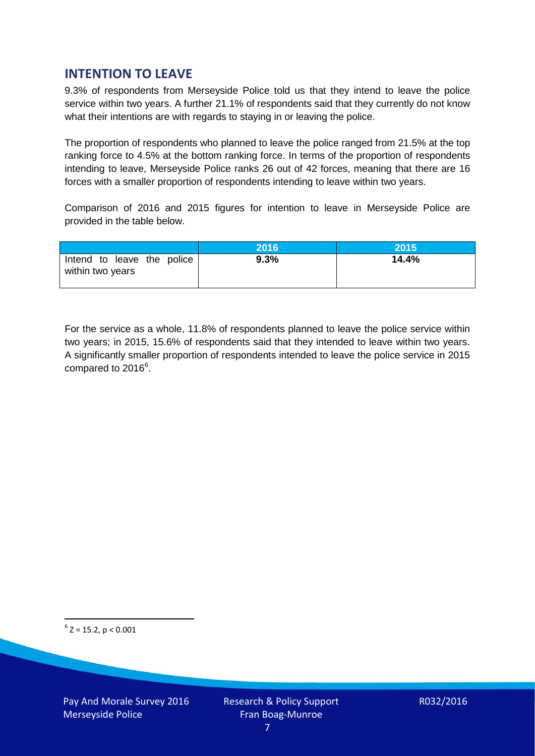## INTENTION TO LEAVE

9.3% of respondents from Merseyside Police told us that they intend to leave the police service within two years. A further 21.1% of respondents said that they currently do not know what their intentions are with regards to staying in or leaving the police.

The proportion of respondents who planned to leave the police ranged from 21.5% at the top ranking force to 4.5% at the bottom ranking force. In terms of the proportion of respondents intending to leave, Merseyside Police ranks 26 out of 42 forces, meaning that there are 16 forces with a smaller proportion of respondents intending to leave within two years.

Comparison of 2016 and 2015 figures for intention to leave in Merseyside Police are provided in the table below.

| | 2016 | 2015 |
|---|---|---|
| Intend to leave the police within two years | **9.3%** | **14.4%** |

For the service as a whole, 11.8% of respondents planned to leave the police service within two years; in 2015, 15.6% of respondents said that they intended to leave within two years. A significantly smaller proportion of respondents intended to leave the police service in 2015 compared to 2016[6].

[6] $Z = 15.2$, $p < 0.001$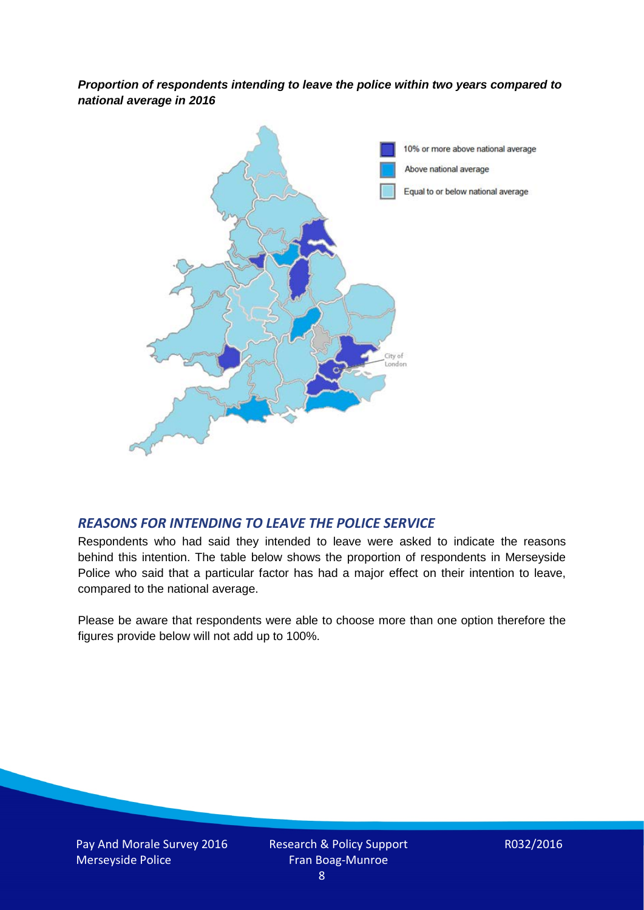***Proportion of respondents intending to leave the police within two years compared to national average in 2016***

10% or more above national average

Above national average

Equal to or below national average

City of London

## *REASONS FOR INTENDING TO LEAVE THE POLICE SERVICE*

Respondents who had said they intended to leave were asked to indicate the reasons behind this intention. The table below shows the proportion of respondents in Merseyside Police who said that a particular factor has had a major effect on their intention to leave, compared to the national average.

Please be aware that respondents were able to choose more than one option therefore the figures provide below will not add up to 100%.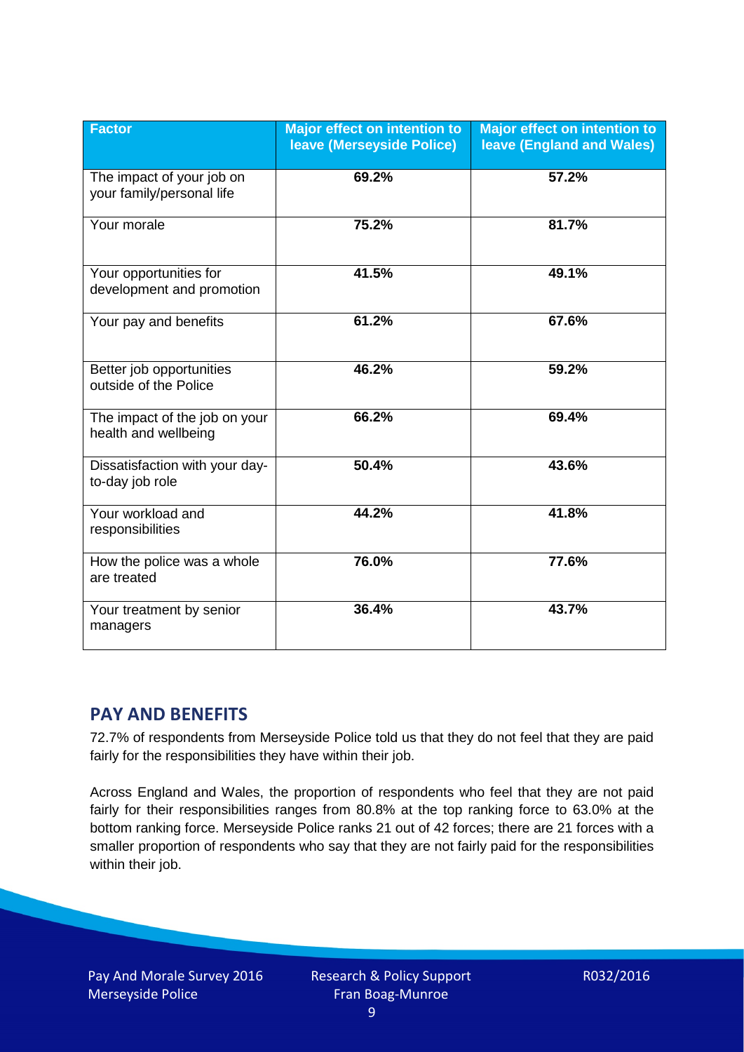| Factor | Major effect on intention to leave (Merseyside Police) | Major effect on intention to leave (England and Wales) |
|---|---|---|
| The impact of your job on your family/personal life | **69.2%** | **57.2%** |
| Your morale | **75.2%** | **81.7%** |
| Your opportunities for development and promotion | **41.5%** | **49.1%** |
| Your pay and benefits | **61.2%** | **67.6%** |
| Better job opportunities outside of the Police | **46.2%** | **59.2%** |
| The impact of the job on your health and wellbeing | **66.2%** | **69.4%** |
| Dissatisfaction with your day-to-day job role | **50.4%** | **43.6%** |
| Your workload and responsibilities | **44.2%** | **41.8%** |
| How the police was a whole are treated | **76.0%** | **77.6%** |
| Your treatment by senior managers | **36.4%** | **43.7%** |

## PAY AND BENEFITS

72.7% of respondents from Merseyside Police told us that they do not feel that they are paid fairly for the responsibilities they have within their job.

Across England and Wales, the proportion of respondents who feel that they are not paid fairly for their responsibilities ranges from 80.8% at the top ranking force to 63.0% at the bottom ranking force. Merseyside Police ranks 21 out of 42 forces; there are 21 forces with a smaller proportion of respondents who say that they are not fairly paid for the responsibilities within their job.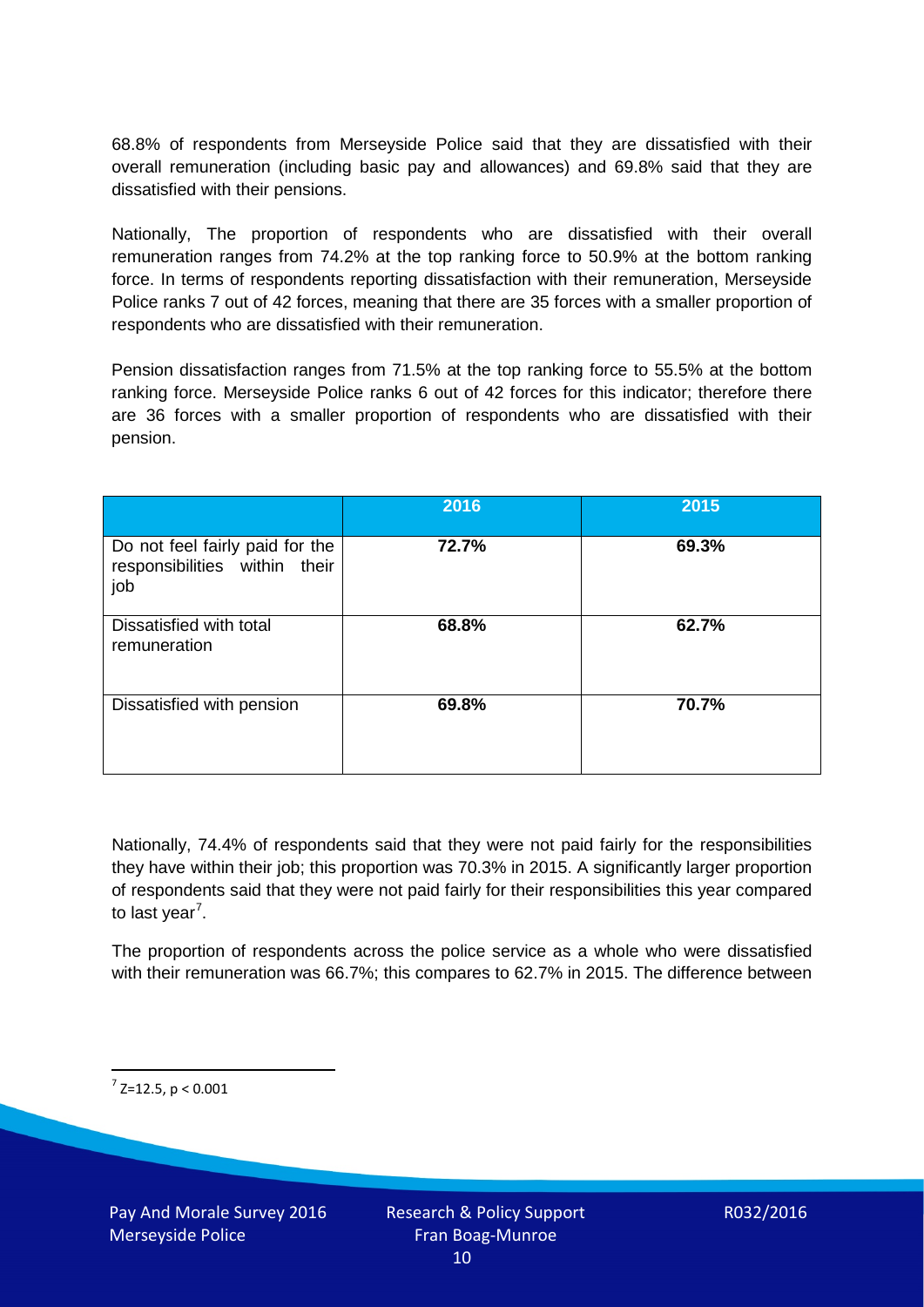68.8% of respondents from Merseyside Police said that they are dissatisfied with their overall remuneration (including basic pay and allowances) and 69.8% said that they are dissatisfied with their pensions.

Nationally, The proportion of respondents who are dissatisfied with their overall remuneration ranges from 74.2% at the top ranking force to 50.9% at the bottom ranking force. In terms of respondents reporting dissatisfaction with their remuneration, Merseyside Police ranks 7 out of 42 forces, meaning that there are 35 forces with a smaller proportion of respondents who are dissatisfied with their remuneration.

Pension dissatisfaction ranges from 71.5% at the top ranking force to 55.5% at the bottom ranking force. Merseyside Police ranks 6 out of 42 forces for this indicator; therefore there are 36 forces with a smaller proportion of respondents who are dissatisfied with their pension.

| | 2016 | 2015 |
|---|---|---|
| Do not feel fairly paid for the responsibilities within their job | 72.7% | 69.3% |
| Dissatisfied with total remuneration | 68.8% | 62.7% |
| Dissatisfied with pension | 69.8% | 70.7% |

Nationally, 74.4% of respondents said that they were not paid fairly for the responsibilities they have within their job; this proportion was 70.3% in 2015. A significantly larger proportion of respondents said that they were not paid fairly for their responsibilities this year compared to last year[7].

The proportion of respondents across the police service as a whole who were dissatisfied with their remuneration was 66.7%; this compares to 62.7% in 2015. The difference between

[7] $Z=12.5$, $p < 0.001$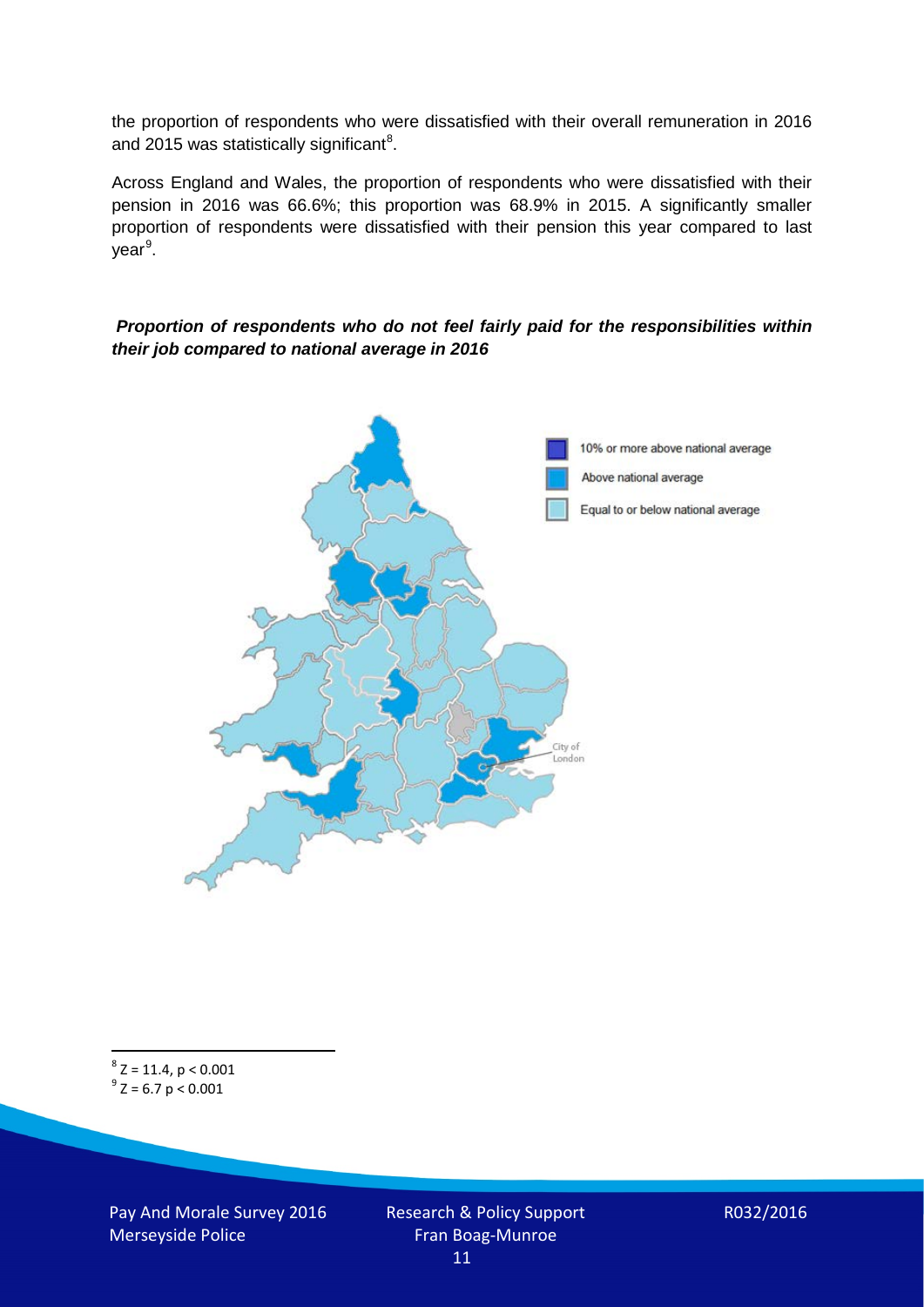the proportion of respondents who were dissatisfied with their overall remuneration in 2016 and 2015 was statistically significant[8].

Across England and Wales, the proportion of respondents who were dissatisfied with their pension in 2016 was 66.6%; this proportion was 68.9% in 2015. A significantly smaller proportion of respondents were dissatisfied with their pension this year compared to last year[9].

***Proportion of respondents who do not feel fairly paid for the responsibilities within their job compared to national average in 2016***

10% or more above national average

Above national average

Equal to or below national average

City of London

[8] $Z = 11.4$, $p < 0.001$

[9] $Z = 6.7$ $p < 0.001$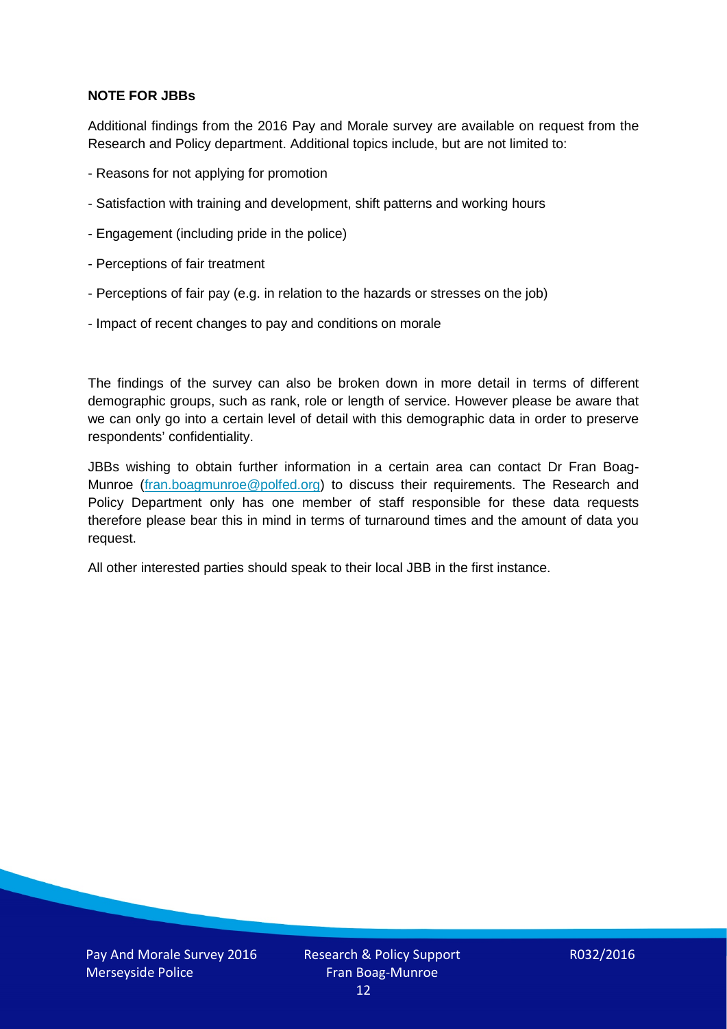**NOTE FOR JBBs**

Additional findings from the 2016 Pay and Morale survey are available on request from the Research and Policy department. Additional topics include, but are not limited to:

- Reasons for not applying for promotion
- Satisfaction with training and development, shift patterns and working hours
- Engagement (including pride in the police)
- Perceptions of fair treatment
- Perceptions of fair pay (e.g. in relation to the hazards or stresses on the job)
- Impact of recent changes to pay and conditions on morale

The findings of the survey can also be broken down in more detail in terms of different demographic groups, such as rank, role or length of service. However please be aware that we can only go into a certain level of detail with this demographic data in order to preserve respondents' confidentiality.

JBBs wishing to obtain further information in a certain area can contact Dr Fran Boag-Munroe (fran.boagmunroe@polfed.org) to discuss their requirements. The Research and Policy Department only has one member of staff responsible for these data requests therefore please bear this in mind in terms of turnaround times and the amount of data you request.

All other interested parties should speak to their local JBB in the first instance.